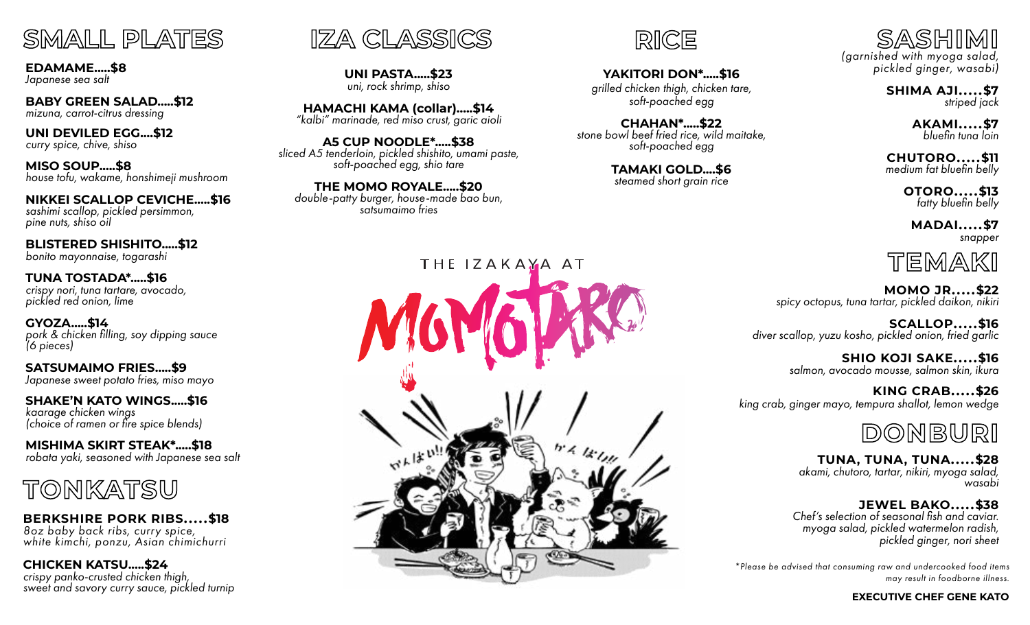## SMALL PLATES

**EDAMAME.....$8**
*Japanese sea salt*

**BABY GREEN SALAD.....$12**
*mizuna, carrot-citrus dressing*

**UNI DEVILED EGG....$12**
*curry spice, chive, shiso*

**MISO SOUP.....$8**
*house tofu, wakame, honshimeji mushroom*

**NIKKEI SCALLOP CEVICHE.....$16**
*sashimi scallop, pickled persimmon, pine nuts, shiso oil*

**BLISTERED SHISHITO.....$12**
*bonito mayonnaise, togarashi*

**TUNA TOSTADA*.....$16**
*crispy nori, tuna tartare, avocado, pickled red onion, lime*

**GYOZA.....$14**
*pork & chicken filling, soy dipping sauce (6 pieces)*

**SATSUMAIMO FRIES.....$9**
*Japanese sweet potato fries, miso mayo*

**SHAKE'N KATO WINGS.....$16**
*kaarage chicken wings (choice of ramen or fire spice blends)*

**MISHIMA SKIRT STEAK*.....$18**
*robata yaki, seasoned with Japanese sea salt*

## TONKATSU

**BERKSHIRE PORK RIBS.....$18**
*8oz baby back ribs, curry spice, white kimchi, ponzu, Asian chimichurri*

**CHICKEN KATSU.....$24**
*crispy panko-crusted chicken thigh, sweet and savory curry sauce, pickled turnip*

## IZA CLASSICS

**UNI PASTA.....$23**
*uni, rock shrimp, shiso*

**HAMACHI KAMA (collar).....$14**
*"kalbi" marinade, red miso crust, garic aioli*

**A5 CUP NOODLE*.....$38**
*sliced A5 tenderloin, pickled shishito, umami paste, soft-poached egg, shio tare*

**THE MOMO ROYALE.....$20**
*double-patty burger, house-made bao bun, satsumaimo fries*

## RICE

**YAKITORI DON*.....$16**
*grilled chicken thigh, chicken tare, soft-poached egg*

**CHAHAN*.....$22**
*stone bowl beef fried rice, wild maitake, soft-poached egg*

**TAMAKI GOLD....$6**
*steamed short grain rice*

THE IZAKAYA AT MOMOTARO

## SASHIMI

*(garnished with myoga salad, pickled ginger, wasabi)*

**SHIMA AJI.....$7**
*striped jack*

**AKAMI.....$7**
*bluefin tuna loin*

**CHUTORO.....$11**
*medium fat bluefin belly*

**OTORO.....$13**
*fatty bluefin belly*

**MADAI.....$7**
*snapper*

## TEMAKI

**MOMO JR.....$22**
*spicy octopus, tuna tartar, pickled daikon, nikiri*

**SCALLOP.....$16**
*diver scallop, yuzu kosho, pickled onion, fried garlic*

**SHIO KOJI SAKE.....$16**
*salmon, avocado mousse, salmon skin, ikura*

**KING CRAB.....$26**
*king crab, ginger mayo, tempura shallot, lemon wedge*

## DONBURI

**TUNA, TUNA, TUNA.....$28**
*akami, chutoro, tartar, nikiri, myoga salad, wasabi*

**JEWEL BAKO.....$38**
*Chef's selection of seasonal fish and caviar. myoga salad, pickled watermelon radish, pickled ginger, nori sheet*

*Please be advised that consuming raw and undercooked food items may result in foodborne illness.*

**EXECUTIVE CHEF GENE KATO**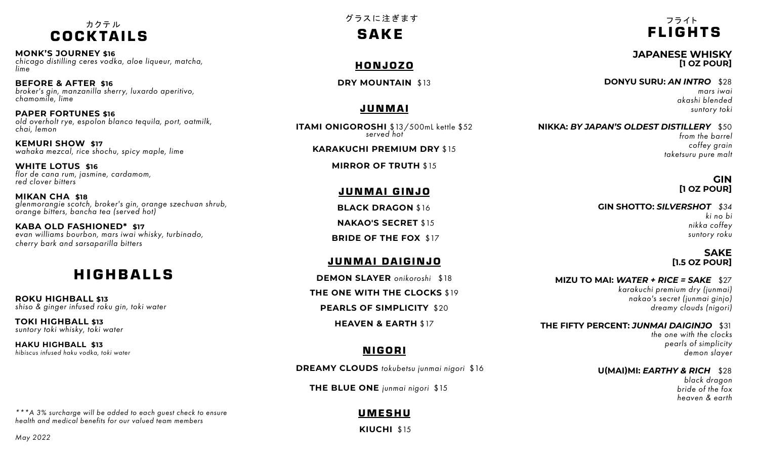カクテル
# COCKTAILS

**MONK'S JOURNEY $16**
*chicago distilling ceres vodka, aloe liqueur, matcha, lime*

**BEFORE & AFTER $16**
*broker's gin, manzanilla sherry, luxardo aperitivo, chamomile, lime*

**PAPER FORTUNES $16**
*old overholt rye, espolon blanco tequila, port, oatmilk, chai, lemon*

**KEMURI SHOW $17**
*wahaka mezcal, rice shochu, spicy maple, lime*

**WHITE LOTUS $16**
*flor de cana rum, jasmine, cardamom, red clover bitters*

**MIKAN CHA $18**
*glenmorangie scotch, broker's gin, orange szechuan shrub, orange bitters, bancha tea (served hot)*

**KABA OLD FASHIONED* $17**
*evan williams bourbon, mars iwai whisky, turbinado, cherry bark and sarsaparilla bitters*

# HIGHBALLS

**ROKU HIGHBALL $13**
*shiso & ginger infused roku gin, toki water*

**TOKI HIGHBALL $13**
*suntory toki whisky, toki water*

**HAKU HIGHBALL $13**
*hibiscus infused haku vodka, toki water*

*\*\*\*A 3% surcharge will be added to each guest check to ensure health and medical benefits for our valued team members*

*May 2022*

グラスに注ぎます
# SAKE

## HONJOZO

**DRY MOUNTAIN** $13

## JUNMAI

**ITAMI ONIGOROSHI** $13/500mL kettle $52
*served hot*

**KARAKUCHI PREMIUM DRY** $15

**MIRROR OF TRUTH** $15

## JUNMAI GINJO

**BLACK DRAGON** $16

**NAKAO'S SECRET** $15

**BRIDE OF THE FOX** $17

## JUNMAI DAIGINJO

**DEMON SLAYER** *onikoroshi* $18

**THE ONE WITH THE CLOCKS** $19

**PEARLS OF SIMPLICITY** $20

**HEAVEN & EARTH** $17

## NIGORI

**DREAMY CLOUDS** *tokubetsu junmai nigori* $16

**THE BLUE ONE** *junmai nigori* $15

## UMESHU

**KIUCHI** $15

フライト
# FLIGHTS

## JAPANESE WHISKY [1 OZ POUR]

**DONYU SURU: *AN INTRO*** $28
*mars iwai*
*akashi blended*
*suntory toki*

**NIKKA: *BY JAPAN'S OLDEST DISTILLERY*** $50
*from the barrel*
*coffey grain*
*taketsuru pure malt*

## GIN [1 OZ POUR]

**GIN SHOTTO: *SILVERSHOT*** *$34*
*ki no bi*
*nikka coffey*
*suntory roku*

## SAKE [1.5 OZ POUR]

**MIZU TO MAI: *WATER + RICE = SAKE*** $27
*karakuchi premium dry (junmai)*
*nakao's secret (junmai ginjo)*
*dreamy clouds (nigori)*

**THE FIFTY PERCENT: *JUNMAI DAIGINJO*** $31
*the one with the clocks*
*pearls of simplicity*
*demon slayer*

**U(MAI)MI: *EARTHY & RICH*** $28
*black dragon*
*bride of the fox*
*heaven & earth*